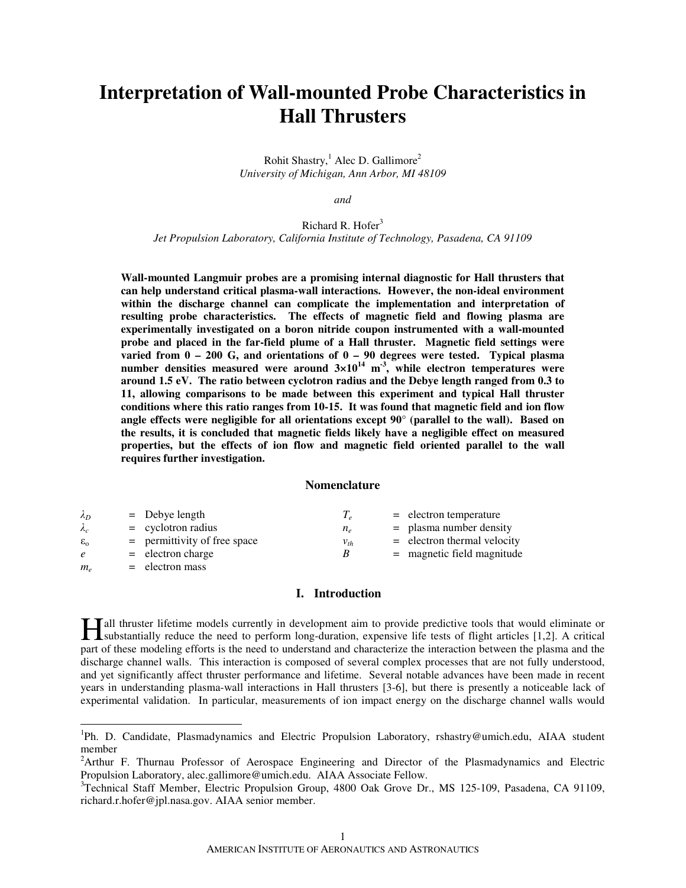# Interpretation of Wall-mounted Probe Characteristics in Hall Thrusters

Rohit Shastry,[1] Alec D. Gallimore[2]
*University of Michigan, Ann Arbor, MI 48109*

*and*

Richard R. Hofer[3]
*Jet Propulsion Laboratory, California Institute of Technology, Pasadena, CA 91109*

**Wall-mounted Langmuir probes are a promising internal diagnostic for Hall thrusters that can help understand critical plasma-wall interactions. However, the non-ideal environment within the discharge channel can complicate the implementation and interpretation of resulting probe characteristics. The effects of magnetic field and flowing plasma are experimentally investigated on a boron nitride coupon instrumented with a wall-mounted probe and placed in the far-field plume of a Hall thruster. Magnetic field settings were varied from 0 – 200 G, and orientations of 0 – 90 degrees were tested. Typical plasma number densities measured were around $3\times10^{14}$ m$^{-3}$, while electron temperatures were around 1.5 eV. The ratio between cyclotron radius and the Debye length ranged from 0.3 to 11, allowing comparisons to be made between this experiment and typical Hall thruster conditions where this ratio ranges from 10-15. It was found that magnetic field and ion flow angle effects were negligible for all orientations except 90° (parallel to the wall). Based on the results, it is concluded that magnetic fields likely have a negligible effect on measured properties, but the effects of ion flow and magnetic field oriented parallel to the wall requires further investigation.**

## Nomenclature

| | | | |
|---|---|---|---|
| $\lambda_D$ | = Debye length | $T_e$ | = electron temperature |
| $\lambda_c$ | = cyclotron radius | $n_e$ | = plasma number density |
| $\varepsilon_o$ | = permittivity of free space | $v_{th}$ | = electron thermal velocity |
| $e$ | = electron charge | $B$ | = magnetic field magnitude |
| $m_e$ | = electron mass | | |

## I. Introduction

Hall thruster lifetime models currently in development aim to provide predictive tools that would eliminate or substantially reduce the need to perform long-duration, expensive life tests of flight articles [1,2]. A critical part of these modeling efforts is the need to understand and characterize the interaction between the plasma and the discharge channel walls. This interaction is composed of several complex processes that are not fully understood, and yet significantly affect thruster performance and lifetime. Several notable advances have been made in recent years in understanding plasma-wall interactions in Hall thrusters [3-6], but there is presently a noticeable lack of experimental validation. In particular, measurements of ion impact energy on the discharge channel walls would

---

[1]Ph. D. Candidate, Plasmadynamics and Electric Propulsion Laboratory, rshastry@umich.edu, AIAA student member

[2]Arthur F. Thurnau Professor of Aerospace Engineering and Director of the Plasmadynamics and Electric Propulsion Laboratory, alec.gallimore@umich.edu. AIAA Associate Fellow.

[3]Technical Staff Member, Electric Propulsion Group, 4800 Oak Grove Dr., MS 125-109, Pasadena, CA 91109, richard.r.hofer@jpl.nasa.gov. AIAA senior member.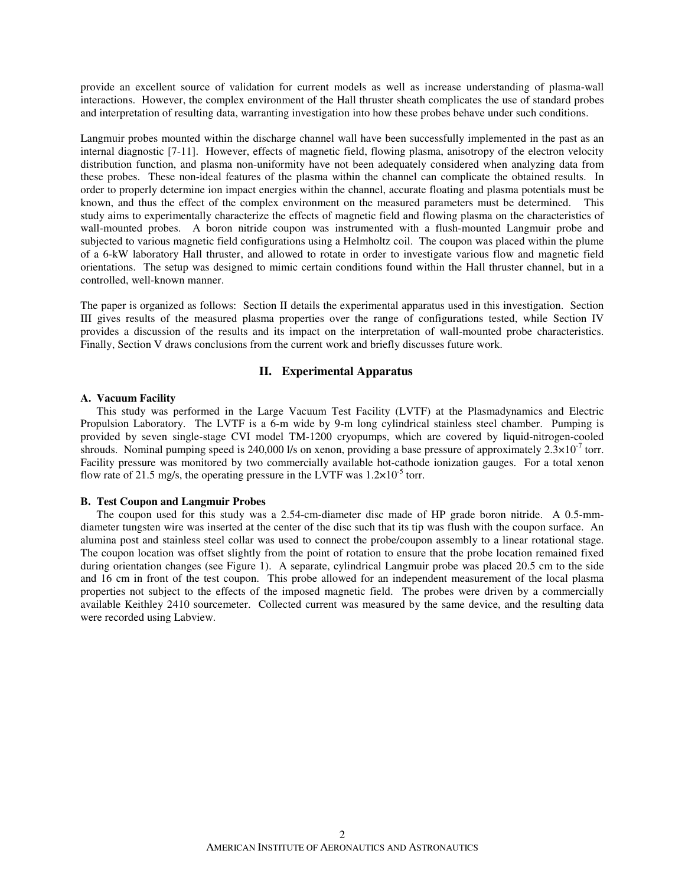provide an excellent source of validation for current models as well as increase understanding of plasma-wall interactions. However, the complex environment of the Hall thruster sheath complicates the use of standard probes and interpretation of resulting data, warranting investigation into how these probes behave under such conditions.

Langmuir probes mounted within the discharge channel wall have been successfully implemented in the past as an internal diagnostic [7-11]. However, effects of magnetic field, flowing plasma, anisotropy of the electron velocity distribution function, and plasma non-uniformity have not been adequately considered when analyzing data from these probes. These non-ideal features of the plasma within the channel can complicate the obtained results. In order to properly determine ion impact energies within the channel, accurate floating and plasma potentials must be known, and thus the effect of the complex environment on the measured parameters must be determined. This study aims to experimentally characterize the effects of magnetic field and flowing plasma on the characteristics of wall-mounted probes. A boron nitride coupon was instrumented with a flush-mounted Langmuir probe and subjected to various magnetic field configurations using a Helmholtz coil. The coupon was placed within the plume of a 6-kW laboratory Hall thruster, and allowed to rotate in order to investigate various flow and magnetic field orientations. The setup was designed to mimic certain conditions found within the Hall thruster channel, but in a controlled, well-known manner.

The paper is organized as follows: Section II details the experimental apparatus used in this investigation. Section III gives results of the measured plasma properties over the range of configurations tested, while Section IV provides a discussion of the results and its impact on the interpretation of wall-mounted probe characteristics. Finally, Section V draws conclusions from the current work and briefly discusses future work.

## II. Experimental Apparatus

### A. Vacuum Facility

This study was performed in the Large Vacuum Test Facility (LVTF) at the Plasmadynamics and Electric Propulsion Laboratory. The LVTF is a 6-m wide by 9-m long cylindrical stainless steel chamber. Pumping is provided by seven single-stage CVI model TM-1200 cryopumps, which are covered by liquid-nitrogen-cooled shrouds. Nominal pumping speed is 240,000 l/s on xenon, providing a base pressure of approximately $2.3\times10^{-7}$ torr. Facility pressure was monitored by two commercially available hot-cathode ionization gauges. For a total xenon flow rate of 21.5 mg/s, the operating pressure in the LVTF was $1.2\times10^{-5}$ torr.

### B. Test Coupon and Langmuir Probes

The coupon used for this study was a 2.54-cm-diameter disc made of HP grade boron nitride. A 0.5-mm-diameter tungsten wire was inserted at the center of the disc such that its tip was flush with the coupon surface. An alumina post and stainless steel collar was used to connect the probe/coupon assembly to a linear rotational stage. The coupon location was offset slightly from the point of rotation to ensure that the probe location remained fixed during orientation changes (see Figure 1). A separate, cylindrical Langmuir probe was placed 20.5 cm to the side and 16 cm in front of the test coupon. This probe allowed for an independent measurement of the local plasma properties not subject to the effects of the imposed magnetic field. The probes were driven by a commercially available Keithley 2410 sourcemeter. Collected current was measured by the same device, and the resulting data were recorded using Labview.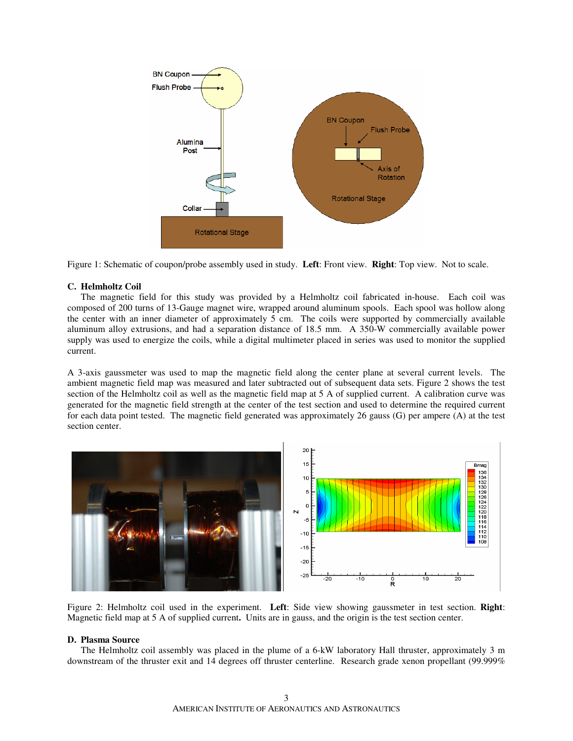Figure 1: Schematic of coupon/probe assembly used in study. **Left**: Front view. **Right**: Top view. Not to scale.

### C. Helmholtz Coil

The magnetic field for this study was provided by a Helmholtz coil fabricated in-house. Each coil was composed of 200 turns of 13-Gauge magnet wire, wrapped around aluminum spools. Each spool was hollow along the center with an inner diameter of approximately 5 cm. The coils were supported by commercially available aluminum alloy extrusions, and had a separation distance of 18.5 mm. A 350-W commercially available power supply was used to energize the coils, while a digital multimeter placed in series was used to monitor the supplied current.

A 3-axis gaussmeter was used to map the magnetic field along the center plane at several current levels. The ambient magnetic field map was measured and later subtracted out of subsequent data sets. Figure 2 shows the test section of the Helmholtz coil as well as the magnetic field map at 5 A of supplied current. A calibration curve was generated for the magnetic field strength at the center of the test section and used to determine the required current for each data point tested. The magnetic field generated was approximately 26 gauss (G) per ampere (A) at the test section center.

Figure 2: Helmholtz coil used in the experiment. **Left**: Side view showing gaussmeter in test section. **Right**: Magnetic field map at 5 A of supplied current**.** Units are in gauss, and the origin is the test section center.

### D. Plasma Source

The Helmholtz coil assembly was placed in the plume of a 6-kW laboratory Hall thruster, approximately 3 m downstream of the thruster exit and 14 degrees off thruster centerline. Research grade xenon propellant (99.999%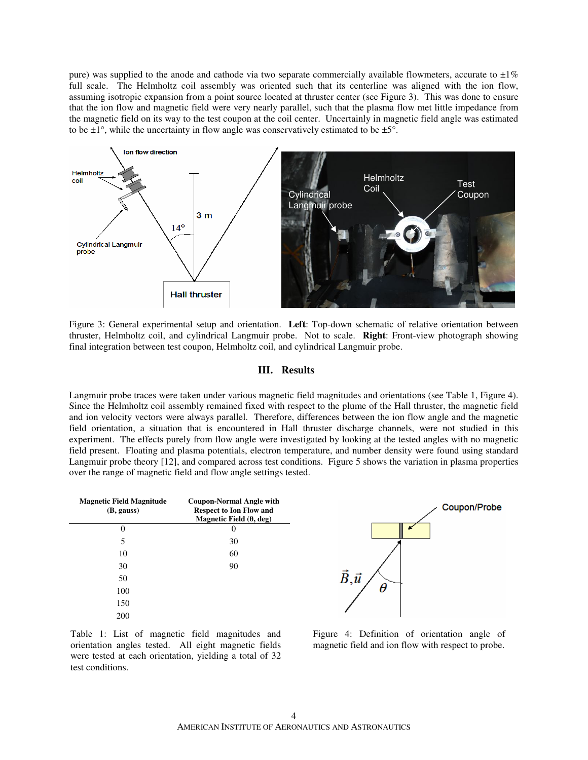pure) was supplied to the anode and cathode via two separate commercially available flowmeters, accurate to ±1% full scale. The Helmholtz coil assembly was oriented such that its centerline was aligned with the ion flow, assuming isotropic expansion from a point source located at thruster center (see Figure 3). This was done to ensure that the ion flow and magnetic field were very nearly parallel, such that the plasma flow met little impedance from the magnetic field on its way to the test coupon at the coil center. Uncertainly in magnetic field angle was estimated to be ±1°, while the uncertainty in flow angle was conservatively estimated to be ±5°.

Figure 3: General experimental setup and orientation. **Left**: Top-down schematic of relative orientation between thruster, Helmholtz coil, and cylindrical Langmuir probe. Not to scale. **Right**: Front-view photograph showing final integration between test coupon, Helmholtz coil, and cylindrical Langmuir probe.

## III. Results

Langmuir probe traces were taken under various magnetic field magnitudes and orientations (see Table 1, Figure 4). Since the Helmholtz coil assembly remained fixed with respect to the plume of the Hall thruster, the magnetic field and ion velocity vectors were always parallel. Therefore, differences between the ion flow angle and the magnetic field orientation, a situation that is encountered in Hall thruster discharge channels, were not studied in this experiment. The effects purely from flow angle were investigated by looking at the tested angles with no magnetic field present. Floating and plasma potentials, electron temperature, and number density were found using standard Langmuir probe theory [12], and compared across test conditions. Figure 5 shows the variation in plasma properties over the range of magnetic field and flow angle settings tested.

| Magnetic Field Magnitude (B, gauss) | Coupon-Normal Angle with Respect to Ion Flow and Magnetic Field (θ, deg) |
|---|---|
| 0 | 0 |
| 5 | 30 |
| 10 | 60 |
| 30 | 90 |
| 50 | |
| 100 | |
| 150 | |
| 200 | |

Table 1: List of magnetic field magnitudes and orientation angles tested. All eight magnetic fields were tested at each orientation, yielding a total of 32 test conditions.

Figure 4: Definition of orientation angle of magnetic field and ion flow with respect to probe.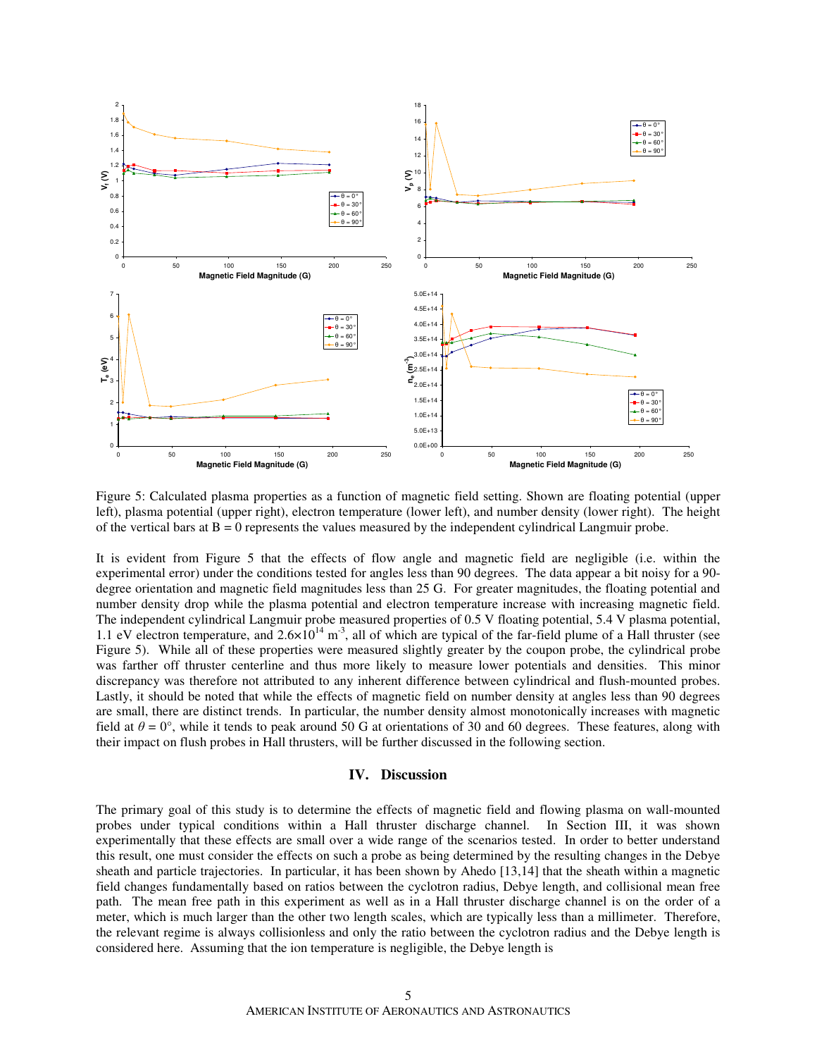Figure 5: Calculated plasma properties as a function of magnetic field setting. Shown are floating potential (upper left), plasma potential (upper right), electron temperature (lower left), and number density (lower right). The height of the vertical bars at B = 0 represents the values measured by the independent cylindrical Langmuir probe.

It is evident from Figure 5 that the effects of flow angle and magnetic field are negligible (i.e. within the experimental error) under the conditions tested for angles less than 90 degrees. The data appear a bit noisy for a 90-degree orientation and magnetic field magnitudes less than 25 G. For greater magnitudes, the floating potential and number density drop while the plasma potential and electron temperature increase with increasing magnetic field. The independent cylindrical Langmuir probe measured properties of 0.5 V floating potential, 5.4 V plasma potential, 1.1 eV electron temperature, and $2.6\times10^{14}$ $m^{-3}$, all of which are typical of the far-field plume of a Hall thruster (see Figure 5). While all of these properties were measured slightly greater by the coupon probe, the cylindrical probe was farther off thruster centerline and thus more likely to measure lower potentials and densities. This minor discrepancy was therefore not attributed to any inherent difference between cylindrical and flush-mounted probes. Lastly, it should be noted that while the effects of magnetic field on number density at angles less than 90 degrees are small, there are distinct trends. In particular, the number density almost monotonically increases with magnetic field at $\theta = 0°$, while it tends to peak around 50 G at orientations of 30 and 60 degrees. These features, along with their impact on flush probes in Hall thrusters, will be further discussed in the following section.

## IV. Discussion

The primary goal of this study is to determine the effects of magnetic field and flowing plasma on wall-mounted probes under typical conditions within a Hall thruster discharge channel. In Section III, it was shown experimentally that these effects are small over a wide range of the scenarios tested. In order to better understand this result, one must consider the effects on such a probe as being determined by the resulting changes in the Debye sheath and particle trajectories. In particular, it has been shown by Ahedo [13,14] that the sheath within a magnetic field changes fundamentally based on ratios between the cyclotron radius, Debye length, and collisional mean free path. The mean free path in this experiment as well as in a Hall thruster discharge channel is on the order of a meter, which is much larger than the other two length scales, which are typically less than a millimeter. Therefore, the relevant regime is always collisionless and only the ratio between the cyclotron radius and the Debye length is considered here. Assuming that the ion temperature is negligible, the Debye length is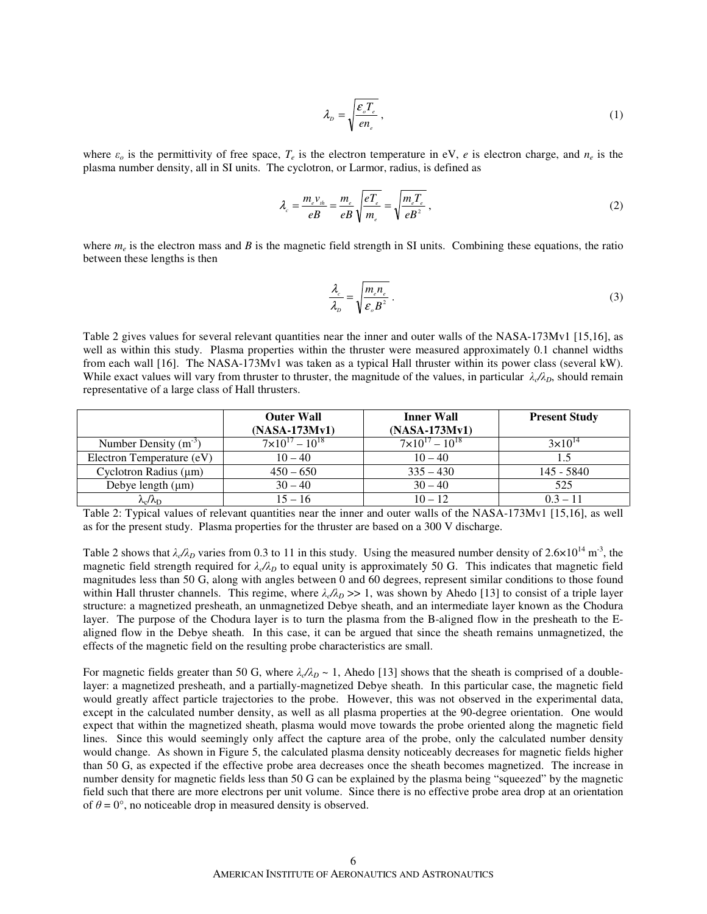$$\lambda_D = \sqrt{\frac{\varepsilon_o T_e}{e n_e}}\,, \tag{1}$$

where $\varepsilon_o$ is the permittivity of free space, $T_e$ is the electron temperature in eV, $e$ is electron charge, and $n_e$ is the plasma number density, all in SI units. The cyclotron, or Larmor, radius, is defined as

$$\lambda_c = \frac{m_e v_{th}}{eB} = \frac{m_e}{eB}\sqrt{\frac{eT_e}{m_e}} = \sqrt{\frac{m_e T_e}{eB^2}}\,, \tag{2}$$

where $m_e$ is the electron mass and $B$ is the magnetic field strength in SI units. Combining these equations, the ratio between these lengths is then

$$\frac{\lambda_c}{\lambda_D} = \sqrt{\frac{m_e n_e}{\varepsilon_o B^2}}\,. \tag{3}$$

Table 2 gives values for several relevant quantities near the inner and outer walls of the NASA-173Mv1 [15,16], as well as within this study. Plasma properties within the thruster were measured approximately 0.1 channel widths from each wall [16]. The NASA-173Mv1 was taken as a typical Hall thruster within its power class (several kW). While exact values will vary from thruster to thruster, the magnitude of the values, in particular $\lambda_c/\lambda_D$, should remain representative of a large class of Hall thrusters.

| | Outer Wall (NASA-173Mv1) | Inner Wall (NASA-173Mv1) | Present Study |
|---|---|---|---|
| Number Density ($m^{-3}$) | $7\times10^{17} - 10^{18}$ | $7\times10^{17} - 10^{18}$ | $3\times10^{14}$ |
| Electron Temperature (eV) | 10 – 40 | 10 – 40 | 1.5 |
| Cyclotron Radius (μm) | 450 – 650 | 335 – 430 | 145 - 5840 |
| Debye length (μm) | 30 – 40 | 30 – 40 | 525 |
| $\lambda_c/\lambda_D$ | 15 – 16 | 10 – 12 | 0.3 – 11 |

Table 2: Typical values of relevant quantities near the inner and outer walls of the NASA-173Mv1 [15,16], as well as for the present study. Plasma properties for the thruster are based on a 300 V discharge.

Table 2 shows that $\lambda_c/\lambda_D$ varies from 0.3 to 11 in this study. Using the measured number density of $2.6\times10^{14}$ m$^{-3}$, the magnetic field strength required for $\lambda_c/\lambda_D$ to equal unity is approximately 50 G. This indicates that magnetic field magnitudes less than 50 G, along with angles between 0 and 60 degrees, represent similar conditions to those found within Hall thruster channels. This regime, where $\lambda_c/\lambda_D >> 1$, was shown by Ahedo [13] to consist of a triple layer structure: a magnetized presheath, an unmagnetized Debye sheath, and an intermediate layer known as the Chodura layer. The purpose of the Chodura layer is to turn the plasma from the B-aligned flow in the presheath to the E-aligned flow in the Debye sheath. In this case, it can be argued that since the sheath remains unmagnetized, the effects of the magnetic field on the resulting probe characteristics are small.

For magnetic fields greater than 50 G, where $\lambda_c/\lambda_D \sim 1$, Ahedo [13] shows that the sheath is comprised of a double-layer: a magnetized presheath, and a partially-magnetized Debye sheath. In this particular case, the magnetic field would greatly affect particle trajectories to the probe. However, this was not observed in the experimental data, except in the calculated number density, as well as all plasma properties at the 90-degree orientation. One would expect that within the magnetized sheath, plasma would move towards the probe oriented along the magnetic field lines. Since this would seemingly only affect the capture area of the probe, only the calculated number density would change. As shown in Figure 5, the calculated plasma density noticeably decreases for magnetic fields higher than 50 G, as expected if the effective probe area decreases once the sheath becomes magnetized. The increase in number density for magnetic fields less than 50 G can be explained by the plasma being "squeezed" by the magnetic field such that there are more electrons per unit volume. Since there is no effective probe area drop at an orientation of $\theta = 0°$, no noticeable drop in measured density is observed.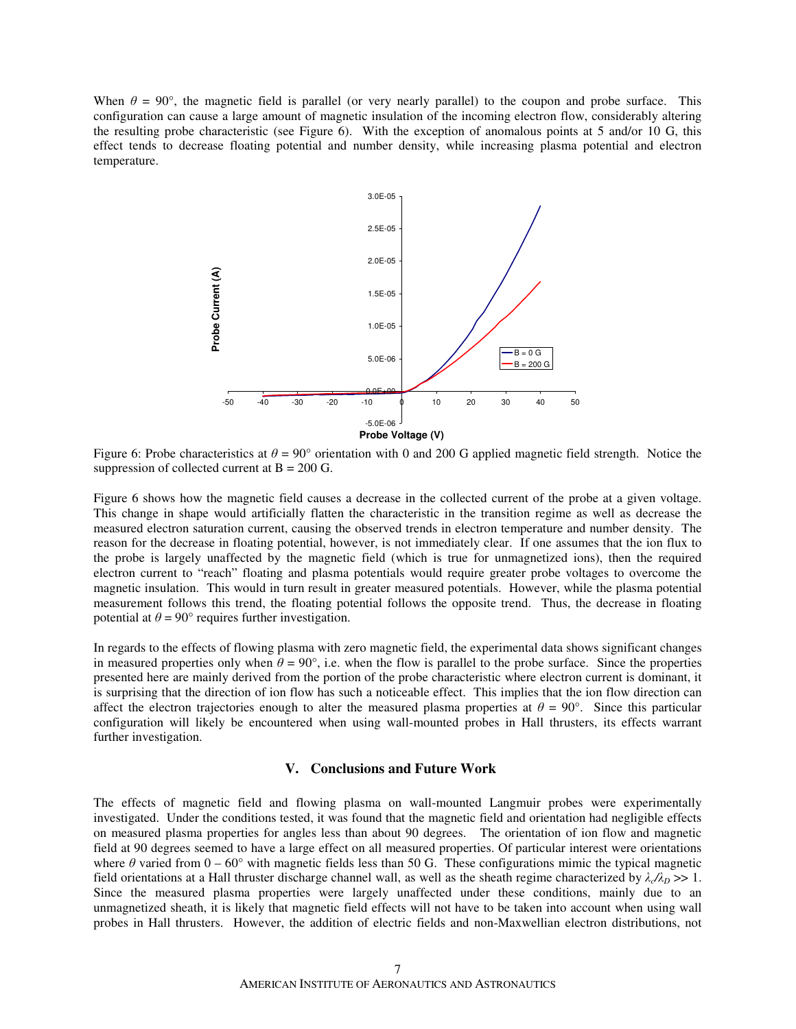When $\theta$ = 90°, the magnetic field is parallel (or very nearly parallel) to the coupon and probe surface. This configuration can cause a large amount of magnetic insulation of the incoming electron flow, considerably altering the resulting probe characteristic (see Figure 6). With the exception of anomalous points at 5 and/or 10 G, this effect tends to decrease floating potential and number density, while increasing plasma potential and electron temperature.

Figure 6: Probe characteristics at $\theta$ = 90° orientation with 0 and 200 G applied magnetic field strength. Notice the suppression of collected current at B = 200 G.

Figure 6 shows how the magnetic field causes a decrease in the collected current of the probe at a given voltage. This change in shape would artificially flatten the characteristic in the transition regime as well as decrease the measured electron saturation current, causing the observed trends in electron temperature and number density. The reason for the decrease in floating potential, however, is not immediately clear. If one assumes that the ion flux to the probe is largely unaffected by the magnetic field (which is true for unmagnetized ions), then the required electron current to "reach" floating and plasma potentials would require greater probe voltages to overcome the magnetic insulation. This would in turn result in greater measured potentials. However, while the plasma potential measurement follows this trend, the floating potential follows the opposite trend. Thus, the decrease in floating potential at $\theta$ = 90° requires further investigation.

In regards to the effects of flowing plasma with zero magnetic field, the experimental data shows significant changes in measured properties only when $\theta$ = 90°, i.e. when the flow is parallel to the probe surface. Since the properties presented here are mainly derived from the portion of the probe characteristic where electron current is dominant, it is surprising that the direction of ion flow has such a noticeable effect. This implies that the ion flow direction can affect the electron trajectories enough to alter the measured plasma properties at $\theta$ = 90°. Since this particular configuration will likely be encountered when using wall-mounted probes in Hall thrusters, its effects warrant further investigation.

## V. Conclusions and Future Work

The effects of magnetic field and flowing plasma on wall-mounted Langmuir probes were experimentally investigated. Under the conditions tested, it was found that the magnetic field and orientation had negligible effects on measured plasma properties for angles less than about 90 degrees. The orientation of ion flow and magnetic field at 90 degrees seemed to have a large effect on all measured properties. Of particular interest were orientations where $\theta$ varied from 0 – 60° with magnetic fields less than 50 G. These configurations mimic the typical magnetic field orientations at a Hall thruster discharge channel wall, as well as the sheath regime characterized by $\lambda_c/\lambda_D >> 1$. Since the measured plasma properties were largely unaffected under these conditions, mainly due to an unmagnetized sheath, it is likely that magnetic field effects will not have to be taken into account when using wall probes in Hall thrusters. However, the addition of electric fields and non-Maxwellian electron distributions, not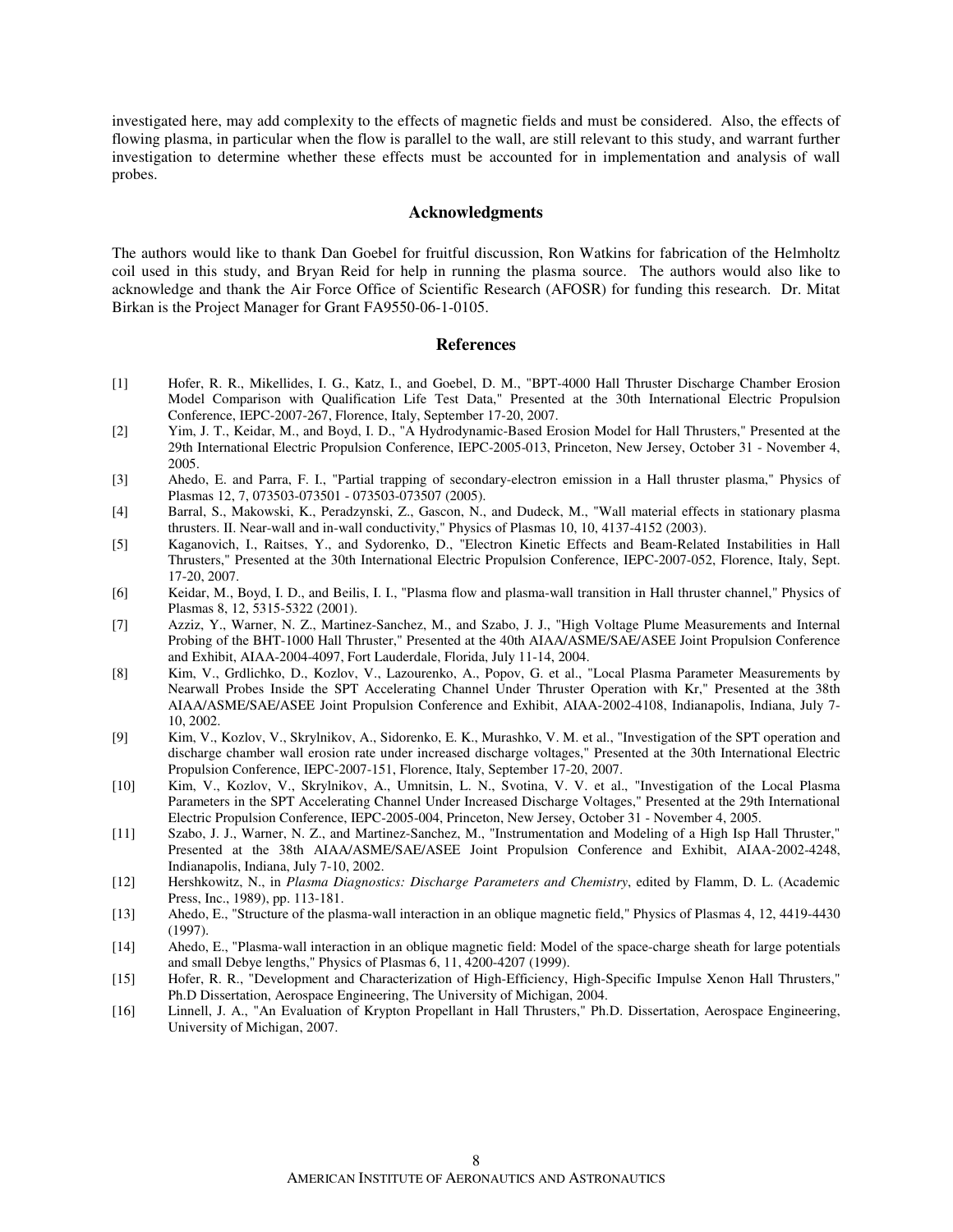investigated here, may add complexity to the effects of magnetic fields and must be considered. Also, the effects of flowing plasma, in particular when the flow is parallel to the wall, are still relevant to this study, and warrant further investigation to determine whether these effects must be accounted for in implementation and analysis of wall probes.

## Acknowledgments

The authors would like to thank Dan Goebel for fruitful discussion, Ron Watkins for fabrication of the Helmholtz coil used in this study, and Bryan Reid for help in running the plasma source. The authors would also like to acknowledge and thank the Air Force Office of Scientific Research (AFOSR) for funding this research. Dr. Mitat Birkan is the Project Manager for Grant FA9550-06-1-0105.

## References

[1] Hofer, R. R., Mikellides, I. G., Katz, I., and Goebel, D. M., "BPT-4000 Hall Thruster Discharge Chamber Erosion Model Comparison with Qualification Life Test Data," Presented at the 30th International Electric Propulsion Conference, IEPC-2007-267, Florence, Italy, September 17-20, 2007.

[2] Yim, J. T., Keidar, M., and Boyd, I. D., "A Hydrodynamic-Based Erosion Model for Hall Thrusters," Presented at the 29th International Electric Propulsion Conference, IEPC-2005-013, Princeton, New Jersey, October 31 - November 4, 2005.

[3] Ahedo, E. and Parra, F. I., "Partial trapping of secondary-electron emission in a Hall thruster plasma," Physics of Plasmas 12, 7, 073503-073501 - 073503-073507 (2005).

[4] Barral, S., Makowski, K., Peradzynski, Z., Gascon, N., and Dudeck, M., "Wall material effects in stationary plasma thrusters. II. Near-wall and in-wall conductivity," Physics of Plasmas 10, 10, 4137-4152 (2003).

[5] Kaganovich, I., Raitses, Y., and Sydorenko, D., "Electron Kinetic Effects and Beam-Related Instabilities in Hall Thrusters," Presented at the 30th International Electric Propulsion Conference, IEPC-2007-052, Florence, Italy, Sept. 17-20, 2007.

[6] Keidar, M., Boyd, I. D., and Beilis, I. I., "Plasma flow and plasma-wall transition in Hall thruster channel," Physics of Plasmas 8, 12, 5315-5322 (2001).

[7] Azziz, Y., Warner, N. Z., Martinez-Sanchez, M., and Szabo, J. J., "High Voltage Plume Measurements and Internal Probing of the BHT-1000 Hall Thruster," Presented at the 40th AIAA/ASME/SAE/ASEE Joint Propulsion Conference and Exhibit, AIAA-2004-4097, Fort Lauderdale, Florida, July 11-14, 2004.

[8] Kim, V., Grdlichko, D., Kozlov, V., Lazourenko, A., Popov, G. et al., "Local Plasma Parameter Measurements by Nearwall Probes Inside the SPT Accelerating Channel Under Thruster Operation with Kr," Presented at the 38th AIAA/ASME/SAE/ASEE Joint Propulsion Conference and Exhibit, AIAA-2002-4108, Indianapolis, Indiana, July 7-10, 2002.

[9] Kim, V., Kozlov, V., Skrylnikov, A., Sidorenko, E. K., Murashko, V. M. et al., "Investigation of the SPT operation and discharge chamber wall erosion rate under increased discharge voltages," Presented at the 30th International Electric Propulsion Conference, IEPC-2007-151, Florence, Italy, September 17-20, 2007.

[10] Kim, V., Kozlov, V., Skrylnikov, A., Umnitsin, L. N., Svotina, V. V. et al., "Investigation of the Local Plasma Parameters in the SPT Accelerating Channel Under Increased Discharge Voltages," Presented at the 29th International Electric Propulsion Conference, IEPC-2005-004, Princeton, New Jersey, October 31 - November 4, 2005.

[11] Szabo, J. J., Warner, N. Z., and Martinez-Sanchez, M., "Instrumentation and Modeling of a High Isp Hall Thruster," Presented at the 38th AIAA/ASME/SAE/ASEE Joint Propulsion Conference and Exhibit, AIAA-2002-4248, Indianapolis, Indiana, July 7-10, 2002.

[12] Hershkowitz, N., in *Plasma Diagnostics: Discharge Parameters and Chemistry*, edited by Flamm, D. L. (Academic Press, Inc., 1989), pp. 113-181.

[13] Ahedo, E., "Structure of the plasma-wall interaction in an oblique magnetic field," Physics of Plasmas 4, 12, 4419-4430 (1997).

[14] Ahedo, E., "Plasma-wall interaction in an oblique magnetic field: Model of the space-charge sheath for large potentials and small Debye lengths," Physics of Plasmas 6, 11, 4200-4207 (1999).

[15] Hofer, R. R., "Development and Characterization of High-Efficiency, High-Specific Impulse Xenon Hall Thrusters," Ph.D Dissertation, Aerospace Engineering, The University of Michigan, 2004.

[16] Linnell, J. A., "An Evaluation of Krypton Propellant in Hall Thrusters," Ph.D. Dissertation, Aerospace Engineering, University of Michigan, 2007.